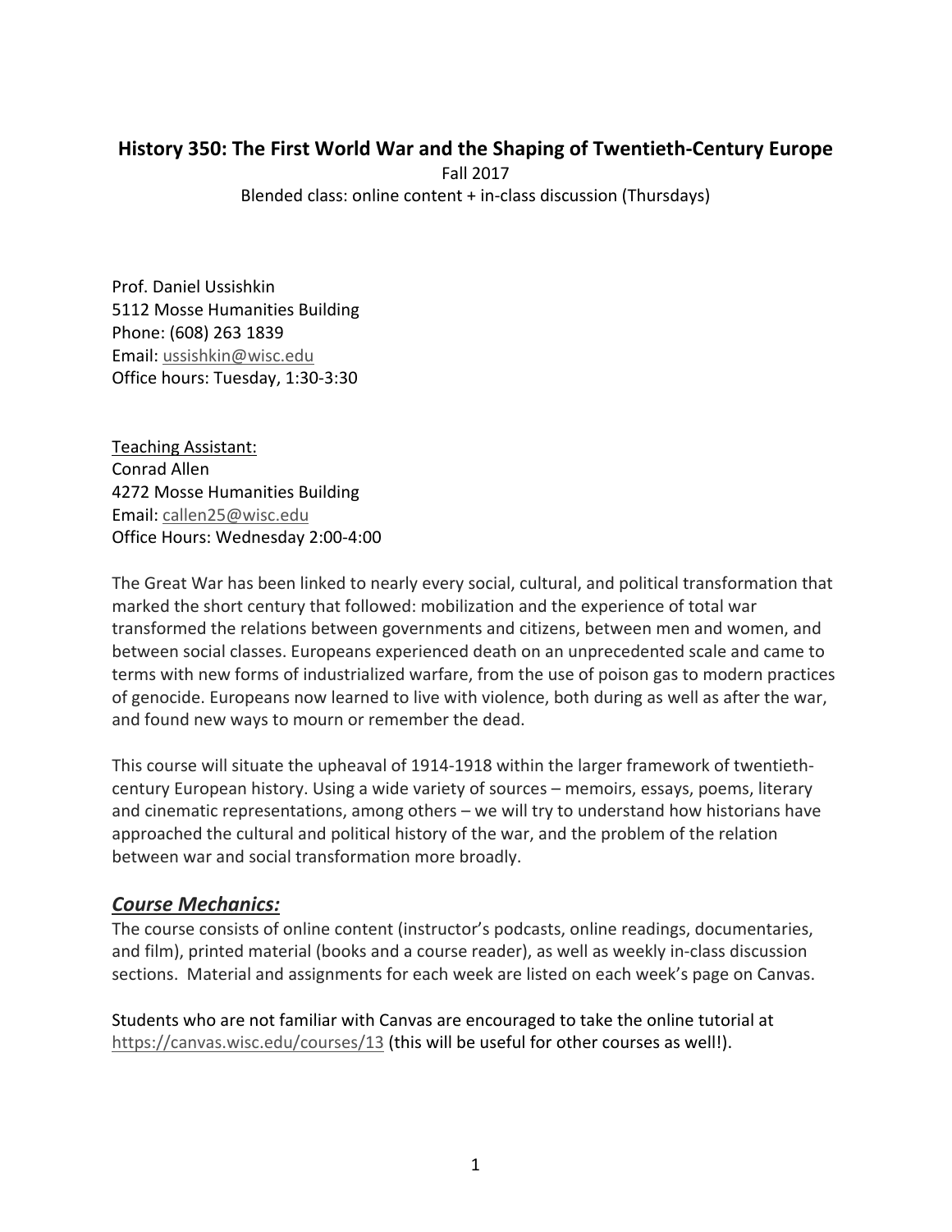# History 350: The First World War and the Shaping of Twentieth-Century Europe

Fall 2017

Blended class: online content + in-class discussion (Thursdays)

Prof. Daniel Ussishkin
5112 Mosse Humanities Building
Phone: (608) 263 1839
Email: ussishkin@wisc.edu
Office hours: Tuesday, 1:30-3:30

Teaching Assistant:
Conrad Allen
4272 Mosse Humanities Building
Email: callen25@wisc.edu
Office Hours: Wednesday 2:00-4:00

The Great War has been linked to nearly every social, cultural, and political transformation that marked the short century that followed: mobilization and the experience of total war transformed the relations between governments and citizens, between men and women, and between social classes. Europeans experienced death on an unprecedented scale and came to terms with new forms of industrialized warfare, from the use of poison gas to modern practices of genocide. Europeans now learned to live with violence, both during as well as after the war, and found new ways to mourn or remember the dead.

This course will situate the upheaval of 1914-1918 within the larger framework of twentieth-century European history. Using a wide variety of sources – memoirs, essays, poems, literary and cinematic representations, among others – we will try to understand how historians have approached the cultural and political history of the war, and the problem of the relation between war and social transformation more broadly.

## *Course Mechanics:*

The course consists of online content (instructor's podcasts, online readings, documentaries, and film), printed material (books and a course reader), as well as weekly in-class discussion sections. Material and assignments for each week are listed on each week's page on Canvas.

Students who are not familiar with Canvas are encouraged to take the online tutorial at https://canvas.wisc.edu/courses/13 (this will be useful for other courses as well!).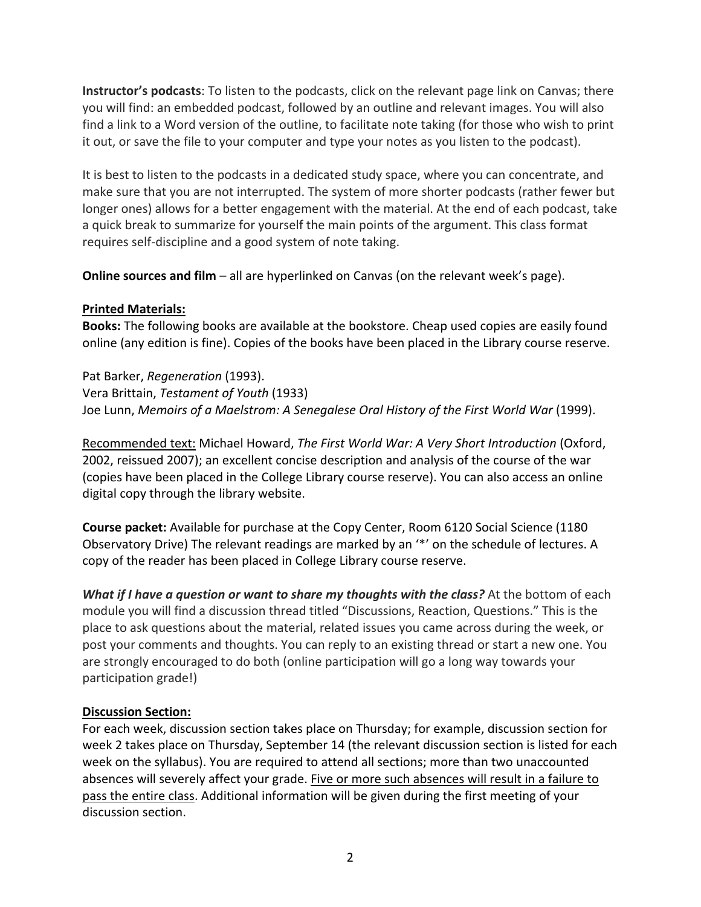**Instructor's podcasts**: To listen to the podcasts, click on the relevant page link on Canvas; there you will find: an embedded podcast, followed by an outline and relevant images. You will also find a link to a Word version of the outline, to facilitate note taking (for those who wish to print it out, or save the file to your computer and type your notes as you listen to the podcast).

It is best to listen to the podcasts in a dedicated study space, where you can concentrate, and make sure that you are not interrupted. The system of more shorter podcasts (rather fewer but longer ones) allows for a better engagement with the material. At the end of each podcast, take a quick break to summarize for yourself the main points of the argument. This class format requires self-discipline and a good system of note taking.

**Online sources and film** – all are hyperlinked on Canvas (on the relevant week's page).

**Printed Materials:**

**Books:** The following books are available at the bookstore. Cheap used copies are easily found online (any edition is fine). Copies of the books have been placed in the Library course reserve.

Pat Barker, *Regeneration* (1993).
Vera Brittain, *Testament of Youth* (1933)
Joe Lunn, *Memoirs of a Maelstrom: A Senegalese Oral History of the First World War* (1999).

Recommended text: Michael Howard, *The First World War: A Very Short Introduction* (Oxford, 2002, reissued 2007); an excellent concise description and analysis of the course of the war (copies have been placed in the College Library course reserve). You can also access an online digital copy through the library website.

**Course packet:** Available for purchase at the Copy Center, Room 6120 Social Science (1180 Observatory Drive) The relevant readings are marked by an '*' on the schedule of lectures. A copy of the reader has been placed in College Library course reserve.

***What if I have a question or want to share my thoughts with the class?*** At the bottom of each module you will find a discussion thread titled "Discussions, Reaction, Questions." This is the place to ask questions about the material, related issues you came across during the week, or post your comments and thoughts. You can reply to an existing thread or start a new one. You are strongly encouraged to do both (online participation will go a long way towards your participation grade!)

**Discussion Section:**

For each week, discussion section takes place on Thursday; for example, discussion section for week 2 takes place on Thursday, September 14 (the relevant discussion section is listed for each week on the syllabus). You are required to attend all sections; more than two unaccounted absences will severely affect your grade. Five or more such absences will result in a failure to pass the entire class. Additional information will be given during the first meeting of your discussion section.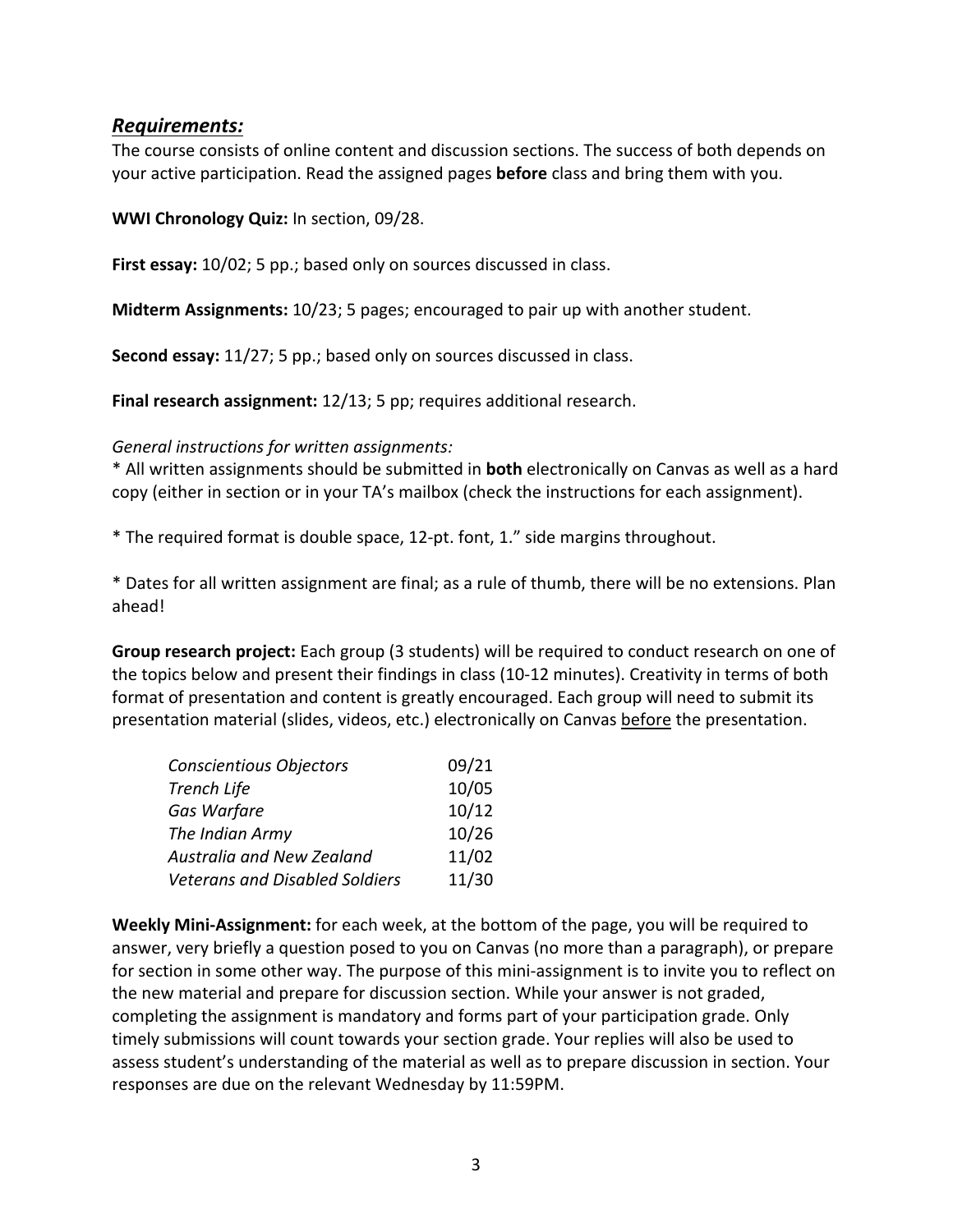## ***Requirements:***

The course consists of online content and discussion sections. The success of both depends on your active participation. Read the assigned pages **before** class and bring them with you.

**WWI Chronology Quiz:** In section, 09/28.

**First essay:** 10/02; 5 pp.; based only on sources discussed in class.

**Midterm Assignments:** 10/23; 5 pages; encouraged to pair up with another student.

**Second essay:** 11/27; 5 pp.; based only on sources discussed in class.

**Final research assignment:** 12/13; 5 pp; requires additional research.

*General instructions for written assignments:*

* All written assignments should be submitted in **both** electronically on Canvas as well as a hard copy (either in section or in your TA's mailbox (check the instructions for each assignment).

* The required format is double space, 12-pt. font, 1." side margins throughout.

* Dates for all written assignment are final; as a rule of thumb, there will be no extensions. Plan ahead!

**Group research project:** Each group (3 students) will be required to conduct research on one of the topics below and present their findings in class (10-12 minutes). Creativity in terms of both format of presentation and content is greatly encouraged. Each group will need to submit its presentation material (slides, videos, etc.) electronically on Canvas <u>before</u> the presentation.

| | |
|---|---|
| *Conscientious Objectors* | 09/21 |
| *Trench Life* | 10/05 |
| *Gas Warfare* | 10/12 |
| *The Indian Army* | 10/26 |
| *Australia and New Zealand* | 11/02 |
| *Veterans and Disabled Soldiers* | 11/30 |

**Weekly Mini-Assignment:** for each week, at the bottom of the page, you will be required to answer, very briefly a question posed to you on Canvas (no more than a paragraph), or prepare for section in some other way. The purpose of this mini-assignment is to invite you to reflect on the new material and prepare for discussion section. While your answer is not graded, completing the assignment is mandatory and forms part of your participation grade. Only timely submissions will count towards your section grade. Your replies will also be used to assess student's understanding of the material as well as to prepare discussion in section. Your responses are due on the relevant Wednesday by 11:59PM.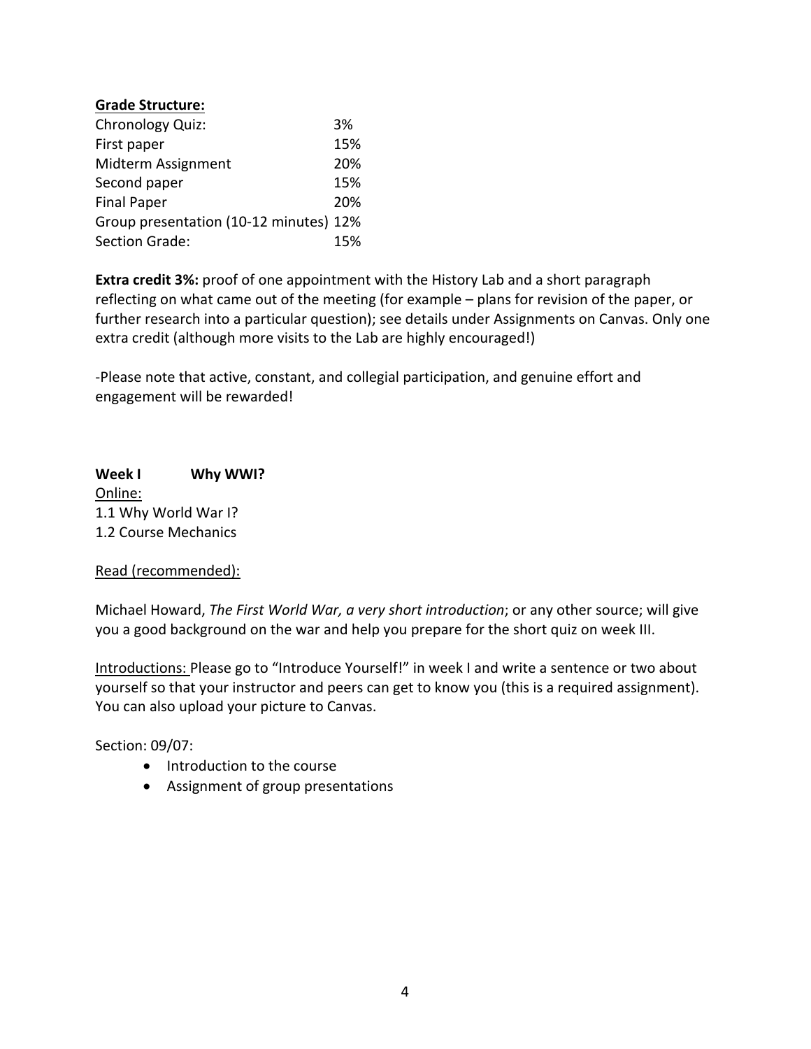**Grade Structure:**

| | |
|---|---|
| Chronology Quiz: | 3% |
| First paper | 15% |
| Midterm Assignment | 20% |
| Second paper | 15% |
| Final Paper | 20% |
| Group presentation (10-12 minutes) | 12% |
| Section Grade: | 15% |

**Extra credit 3%:** proof of one appointment with the History Lab and a short paragraph reflecting on what came out of the meeting (for example – plans for revision of the paper, or further research into a particular question); see details under Assignments on Canvas. Only one extra credit (although more visits to the Lab are highly encouraged!)

-Please note that active, constant, and collegial participation, and genuine effort and engagement will be rewarded!

**Week I  Why WWI?**

Online:
1.1 Why World War I?
1.2 Course Mechanics

Read (recommended):

Michael Howard, *The First World War, a very short introduction*; or any other source; will give you a good background on the war and help you prepare for the short quiz on week III.

Introductions: Please go to "Introduce Yourself!" in week I and write a sentence or two about yourself so that your instructor and peers can get to know you (this is a required assignment). You can also upload your picture to Canvas.

Section: 09/07:

- Introduction to the course
- Assignment of group presentations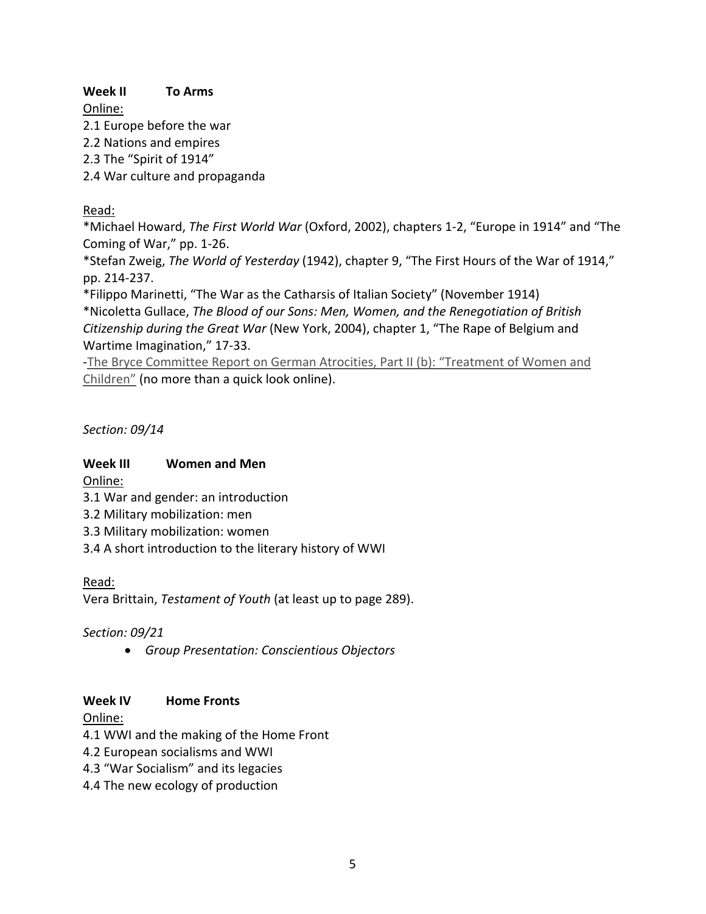## Week II To Arms

Online:

2.1 Europe before the war
2.2 Nations and empires
2.3 The "Spirit of 1914"
2.4 War culture and propaganda

Read:

*Michael Howard, *The First World War* (Oxford, 2002), chapters 1-2, "Europe in 1914" and "The Coming of War," pp. 1-26.
*Stefan Zweig, *The World of Yesterday* (1942), chapter 9, "The First Hours of the War of 1914," pp. 214-237.
*Filippo Marinetti, "The War as the Catharsis of Italian Society" (November 1914)
*Nicoletta Gullace, *The Blood of our Sons: Men, Women, and the Renegotiation of British Citizenship during the Great War* (New York, 2004), chapter 1, "The Rape of Belgium and Wartime Imagination," 17-33.
-The Bryce Committee Report on German Atrocities, Part II (b): "Treatment of Women and Children" (no more than a quick look online).

*Section: 09/14*

## Week III Women and Men

Online:

3.1 War and gender: an introduction
3.2 Military mobilization: men
3.3 Military mobilization: women
3.4 A short introduction to the literary history of WWI

Read:

Vera Brittain, *Testament of Youth* (at least up to page 289).

*Section: 09/21*

- *Group Presentation: Conscientious Objectors*

## Week IV Home Fronts

Online:

4.1 WWI and the making of the Home Front
4.2 European socialisms and WWI
4.3 "War Socialism" and its legacies
4.4 The new ecology of production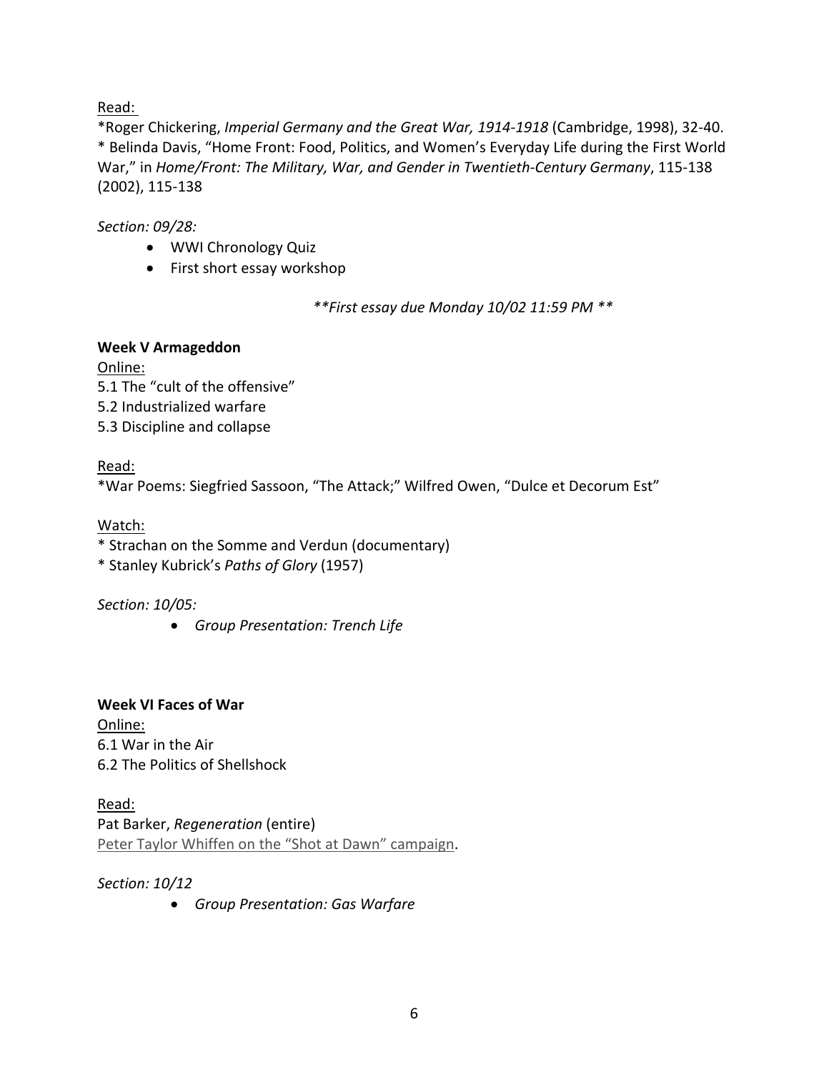<u>Read:</u>

*Roger Chickering, *Imperial Germany and the Great War, 1914-1918* (Cambridge, 1998), 32-40.
* Belinda Davis, "Home Front: Food, Politics, and Women's Everyday Life during the First World War," in *Home/Front: The Military, War, and Gender in Twentieth-Century Germany*, 115-138 (2002), 115-138

*Section: 09/28:*

- WWI Chronology Quiz
- First short essay workshop

***First essay due Monday 10/02 11:59 PM ***

**Week V Armageddon**

<u>Online:</u>

5.1 The "cult of the offensive"
5.2 Industrialized warfare
5.3 Discipline and collapse

<u>Read:</u>

*War Poems: Siegfried Sassoon, "The Attack;" Wilfred Owen, "Dulce et Decorum Est"

<u>Watch:</u>

* Strachan on the Somme and Verdun (documentary)
* Stanley Kubrick's *Paths of Glory* (1957)

*Section: 10/05:*

- *Group Presentation: Trench Life*

**Week VI Faces of War**

<u>Online:</u>

6.1 War in the Air
6.2 The Politics of Shellshock

<u>Read:</u>

Pat Barker, *Regeneration* (entire)
Peter Taylor Whiffen on the "Shot at Dawn" campaign.

*Section: 10/12*

- *Group Presentation: Gas Warfare*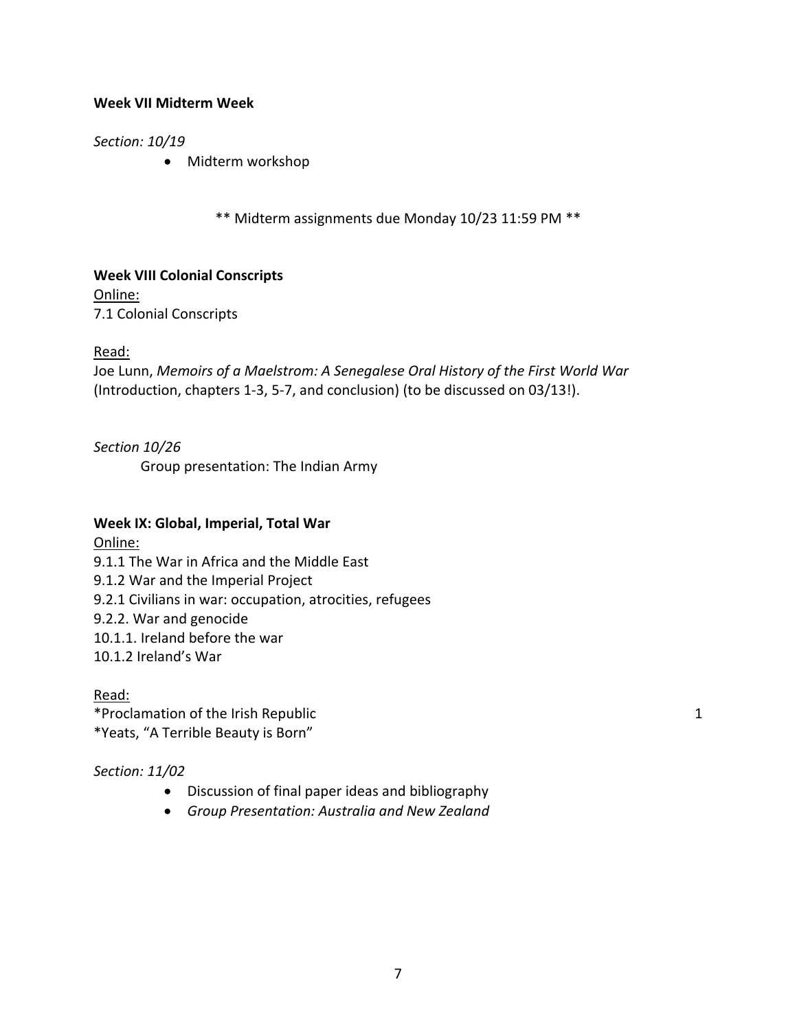**Week VII Midterm Week**

*Section: 10/19*

- Midterm workshop

** Midterm assignments due Monday 10/23 11:59 PM **

**Week VIII Colonial Conscripts**

Online:
7.1 Colonial Conscripts

Read:
Joe Lunn, *Memoirs of a Maelstrom: A Senegalese Oral History of the First World War* (Introduction, chapters 1-3, 5-7, and conclusion) (to be discussed on 03/13!).

*Section 10/26*

Group presentation: The Indian Army

**Week IX: Global, Imperial, Total War**

Online:
9.1.1 The War in Africa and the Middle East
9.1.2 War and the Imperial Project
9.2.1 Civilians in war: occupation, atrocities, refugees
9.2.2. War and genocide
10.1.1. Ireland before the war
10.1.2 Ireland's War

Read:
*Proclamation of the Irish Republic 1
*Yeats, "A Terrible Beauty is Born"

*Section: 11/02*

- Discussion of final paper ideas and bibliography
- *Group Presentation: Australia and New Zealand*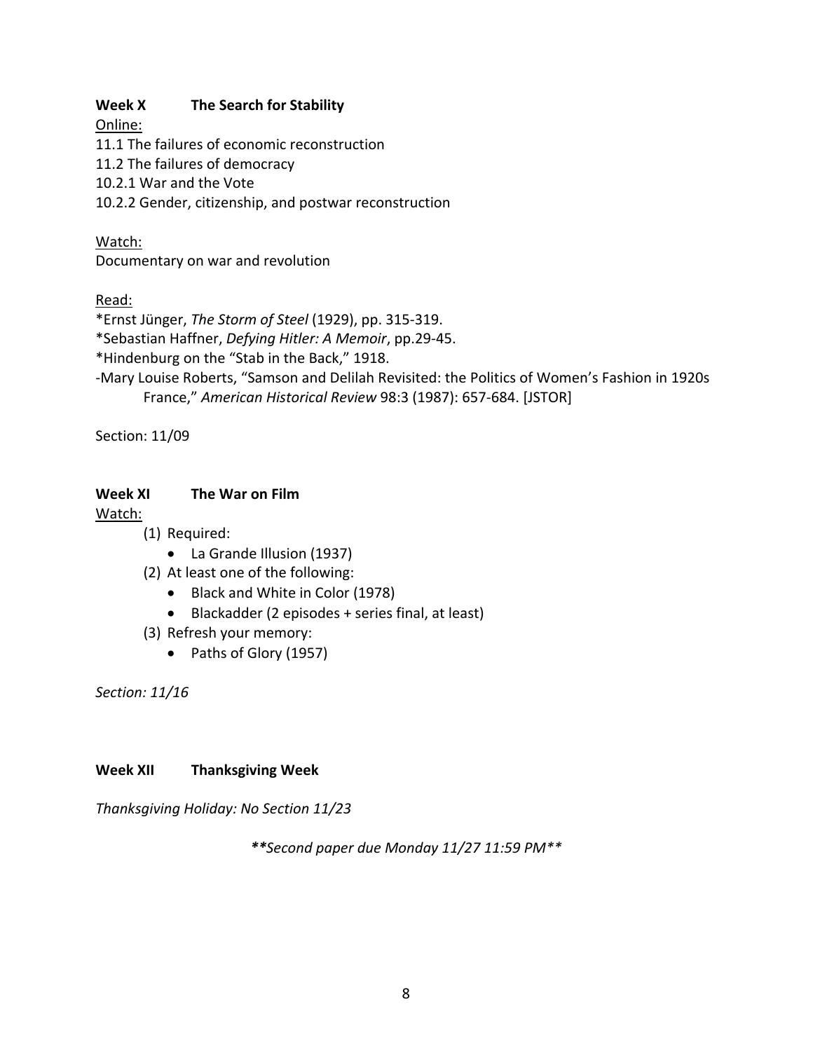### Week X The Search for Stability

Online:

11.1 The failures of economic reconstruction
11.2 The failures of democracy
10.2.1 War and the Vote
10.2.2 Gender, citizenship, and postwar reconstruction

Watch:

Documentary on war and revolution

Read:

*Ernst Jünger, *The Storm of Steel* (1929), pp. 315-319.
*Sebastian Haffner, *Defying Hitler: A Memoir*, pp.29-45.
*Hindenburg on the "Stab in the Back," 1918.
-Mary Louise Roberts, "Samson and Delilah Revisited: the Politics of Women's Fashion in 1920s France," *American Historical Review* 98:3 (1987): 657-684. [JSTOR]

Section: 11/09

### Week XI The War on Film

Watch:

(1) Required:
  - La Grande Illusion (1937)
(2) At least one of the following:
  - Black and White in Color (1978)
  - Blackadder (2 episodes + series final, at least)
(3) Refresh your memory:
  - Paths of Glory (1957)

*Section: 11/16*

### Week XII Thanksgiving Week

*Thanksgiving Holiday: No Section 11/23*

***\*\*Second paper due Monday 11/27 11:59 PM\*\****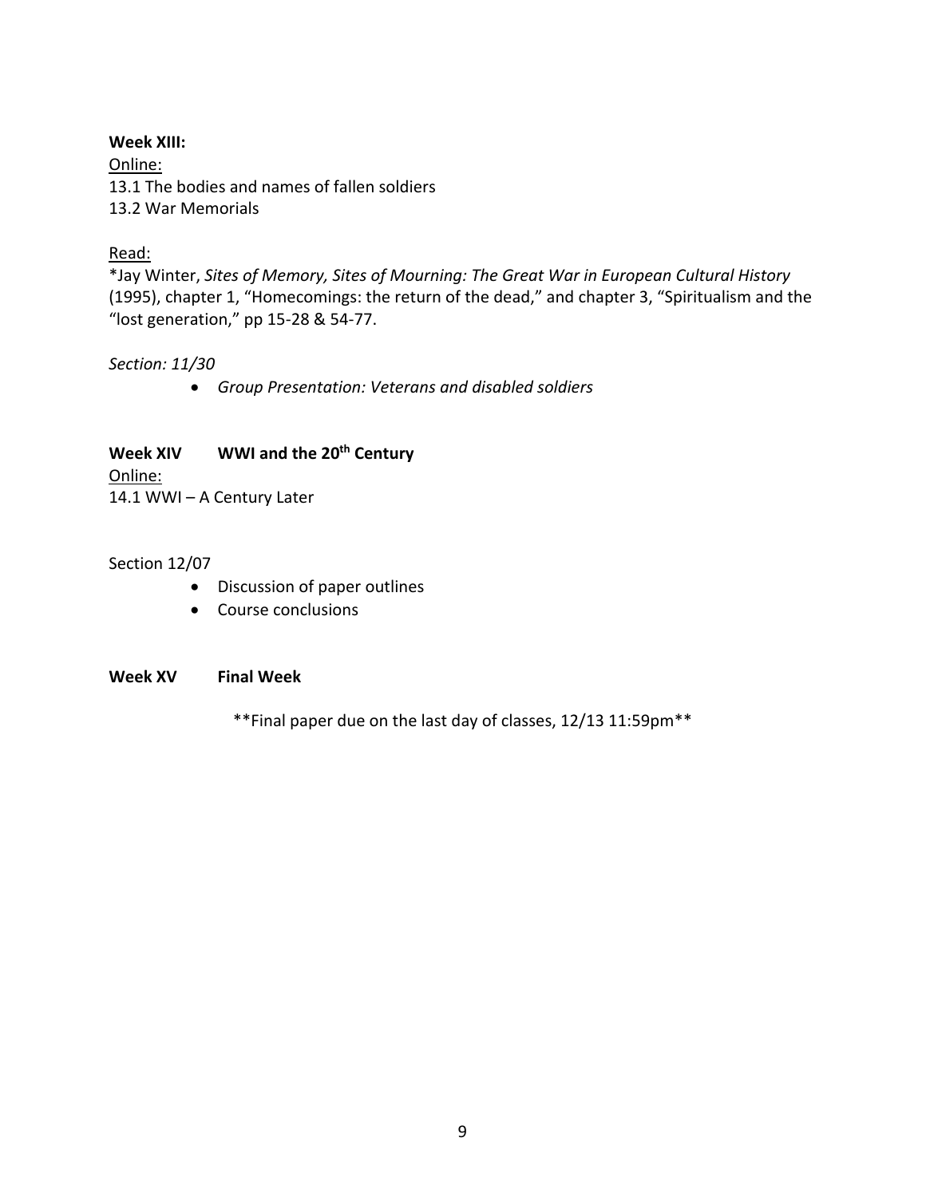**Week XIII:**

Online:
13.1 The bodies and names of fallen soldiers
13.2 War Memorials

Read:

*Jay Winter, *Sites of Memory, Sites of Mourning: The Great War in European Cultural History* (1995), chapter 1, "Homecomings: the return of the dead," and chapter 3, "Spiritualism and the "lost generation," pp 15-28 & 54-77.

*Section: 11/30*

- *Group Presentation: Veterans and disabled soldiers*

**Week XIV WWI and the 20th Century**

Online:
14.1 WWI – A Century Later

Section 12/07

- Discussion of paper outlines
- Course conclusions

**Week XV Final Week**

**Final paper due on the last day of classes, 12/13 11:59pm**